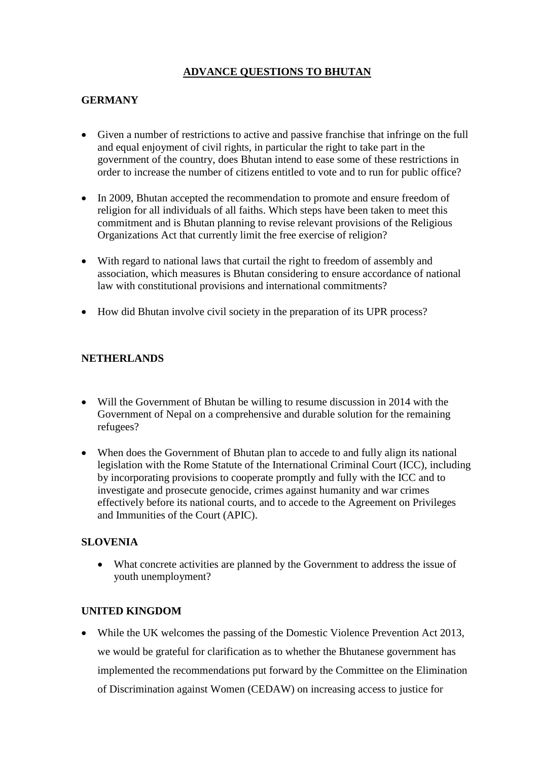# ADVANCE QUESTIONS TO BHUTAN

## GERMANY

- Given a number of restrictions to active and passive franchise that infringe on the full and equal enjoyment of civil rights, in particular the right to take part in the government of the country, does Bhutan intend to ease some of these restrictions in order to increase the number of citizens entitled to vote and to run for public office?

- In 2009, Bhutan accepted the recommendation to promote and ensure freedom of religion for all individuals of all faiths. Which steps have been taken to meet this commitment and is Bhutan planning to revise relevant provisions of the Religious Organizations Act that currently limit the free exercise of religion?

- With regard to national laws that curtail the right to freedom of assembly and association, which measures is Bhutan considering to ensure accordance of national law with constitutional provisions and international commitments?

- How did Bhutan involve civil society in the preparation of its UPR process?

## NETHERLANDS

- Will the Government of Bhutan be willing to resume discussion in 2014 with the Government of Nepal on a comprehensive and durable solution for the remaining refugees?

- When does the Government of Bhutan plan to accede to and fully align its national legislation with the Rome Statute of the International Criminal Court (ICC), including by incorporating provisions to cooperate promptly and fully with the ICC and to investigate and prosecute genocide, crimes against humanity and war crimes effectively before its national courts, and to accede to the Agreement on Privileges and Immunities of the Court (APIC).

## SLOVENIA

- What concrete activities are planned by the Government to address the issue of youth unemployment?

## UNITED KINGDOM

- While the UK welcomes the passing of the Domestic Violence Prevention Act 2013, we would be grateful for clarification as to whether the Bhutanese government has implemented the recommendations put forward by the Committee on the Elimination of Discrimination against Women (CEDAW) on increasing access to justice for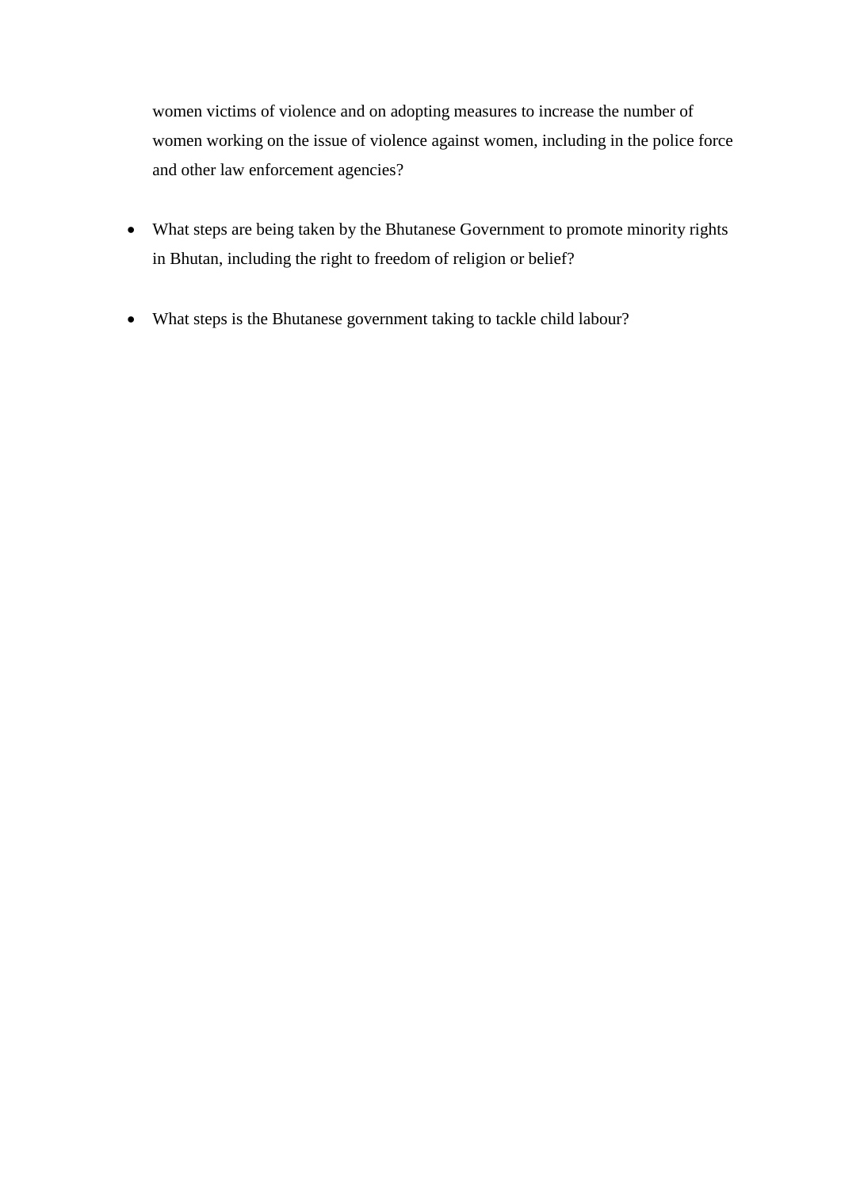women victims of violence and on adopting measures to increase the number of women working on the issue of violence against women, including in the police force and other law enforcement agencies?

- What steps are being taken by the Bhutanese Government to promote minority rights in Bhutan, including the right to freedom of religion or belief?

- What steps is the Bhutanese government taking to tackle child labour?